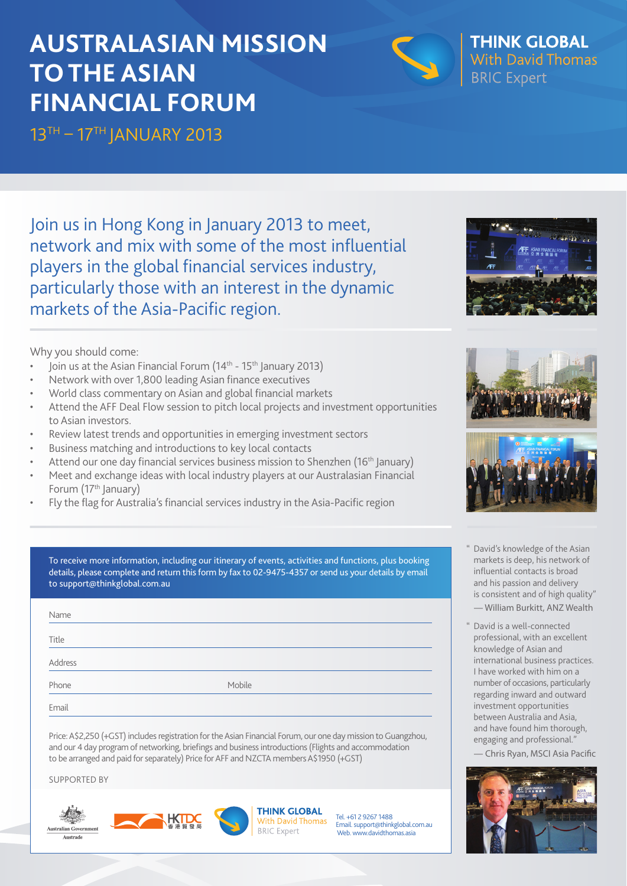# AUSTRALASIAN MISSION TO THE ASIAN FINANCIAL FORUM

## 13TH – 17TH JANUARY 2013

**THINK GLOBAL**
With David Thomas
BRIC Expert

Join us in Hong Kong in January 2013 to meet, network and mix with some of the most influential players in the global financial services industry, particularly those with an interest in the dynamic markets of the Asia-Pacific region.

Why you should come:

- Join us at the Asian Financial Forum (14th - 15th January 2013)
- Network with over 1,800 leading Asian finance executives
- World class commentary on Asian and global financial markets
- Attend the AFF Deal Flow session to pitch local projects and investment opportunities to Asian investors.
- Review latest trends and opportunities in emerging investment sectors
- Business matching and introductions to key local contacts
- Attend our one day financial services business mission to Shenzhen (16th January)
- Meet and exchange ideas with local industry players at our Australasian Financial Forum (17th January)
- Fly the flag for Australia's financial services industry in the Asia-Pacific region

To receive more information, including our itinerary of events, activities and functions, plus booking details, please complete and return this form by fax to 02-9475-4357 or send us your details by email to support@thinkglobal.com.au

Name

Title

Address

Phone Mobile

Email

Price: A$2,250 (+GST) includes registration for the Asian Financial Forum, our one day mission to Guangzhou, and our 4 day program of networking, briefings and business introductions (Flights and accommodation to be arranged and paid for separately) Price for AFF and NZCTA members A$1950 (+GST)

SUPPORTED BY

Australian Government Austrade | HKTDC 香港貿發局 | THINK GLOBAL With David Thomas BRIC Expert

Tel. +61 2 9267 1488
Email. support@thinkglobal.com.au
Web. www.davidthomas.asia

" David's knowledge of the Asian markets is deep, his network of influential contacts is broad and his passion and delivery is consistent and of high quality"
— William Burkitt, ANZ Wealth

" David is a well-connected professional, with an excellent knowledge of Asian and international business practices. I have worked with him on a number of occasions, particularly regarding inward and outward investment opportunities between Australia and Asia, and have found him thorough, engaging and professional."
— Chris Ryan, MSCI Asia Pacific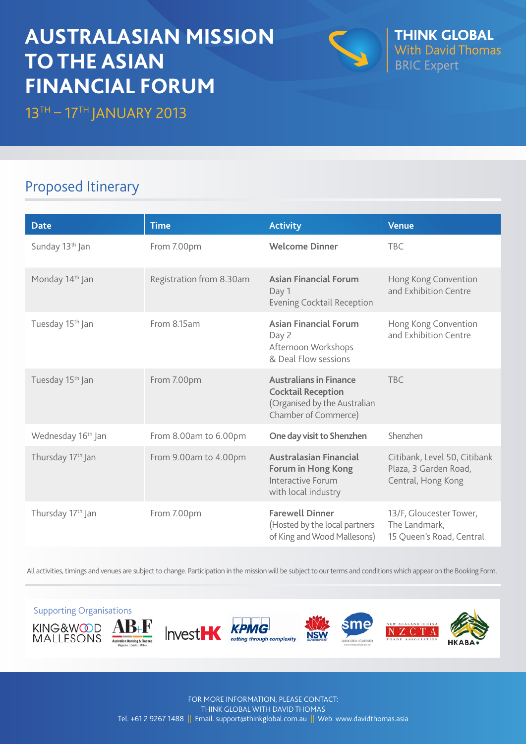# AUSTRALASIAN MISSION TO THE ASIAN FINANCIAL FORUM

13TH – 17TH JANUARY 2013

**THINK GLOBAL**
With David Thomas
BRIC Expert

## Proposed Itinerary

| Date | Time | Activity | Venue |
|---|---|---|---|
| Sunday 13th Jan | From 7.00pm | **Welcome Dinner** | TBC |
| Monday 14th Jan | Registration from 8.30am | **Asian Financial Forum** Day 1 Evening Cocktail Reception | Hong Kong Convention and Exhibition Centre |
| Tuesday 15th Jan | From 8.15am | **Asian Financial Forum** Day 2 Afternoon Workshops & Deal Flow sessions | Hong Kong Convention and Exhibition Centre |
| Tuesday 15th Jan | From 7.00pm | **Australians in Finance Cocktail Reception** (Organised by the Australian Chamber of Commerce) | TBC |
| Wednesday 16th Jan | From 8.00am to 6.00pm | **One day visit to Shenzhen** | Shenzhen |
| Thursday 17th Jan | From 9.00am to 4.00pm | **Australasian Financial Forum in Hong Kong** Interactive Forum with local industry | Citibank, Level 50, Citibank Plaza, 3 Garden Road, Central, Hong Kong |
| Thursday 17th Jan | From 7.00pm | **Farewell Dinner** (Hosted by the local partners of King and Wood Mallesons) | 13/F, Gloucester Tower, The Landmark, 15 Queen's Road, Central |

All activities, timings and venues are subject to change. Participation in the mission will be subject to our terms and conditions which appear on the Booking Form.

Supporting Organisations

KING&WOOD MALLESONS | AB+F Australian Banking & Finance | InvestHK | KPMG cutting through complexity | NSW Government | sme association of australia | NZCTA New Zealand China Trade Association | HKABA

FOR MORE INFORMATION, PLEASE CONTACT:
THINK GLOBAL WITH DAVID THOMAS
Tel. +61 2 9267 1488 || Email. support@thinkglobal.com.au || Web. www.davidthomas.asia